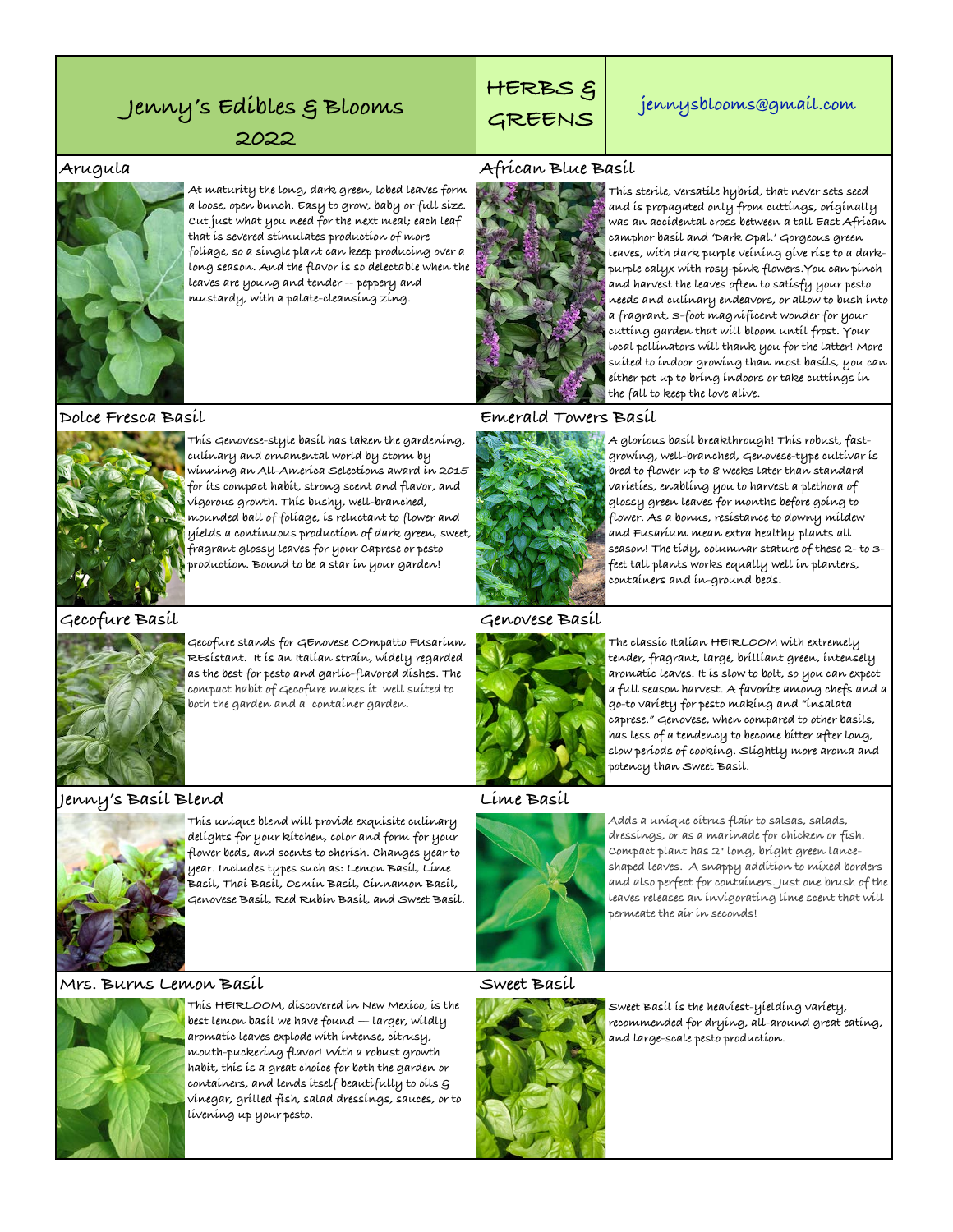# Jenny's Edibles & Blooms 2022

## HERBS & GREENS

jennysblooms@gmail.com

### Arugula

At maturity the long, dark green, lobed leaves form a loose, open bunch. Easy to grow, baby or full size. Cut just what you need for the next meal; each leaf that is severed stimulates production of more foliage, so a single plant can keep producing over a long season. And the flavor is so delectable when the leaves are young and tender -- peppery and mustardy, with a palate-cleansing zing.

### African Blue Basil

This sterile, versatile hybrid, that never sets seed and is propagated only from cuttings, originally was an accidental cross between a tall East African camphor basil and 'Dark Opal.' Gorgeous green leaves, with dark purple veining give rise to a dark-purple calyx with rosy-pink flowers.You can pinch and harvest the leaves often to satisfy your pesto needs and culinary endeavors, or allow to bush into a fragrant, 3-foot magnificent wonder for your cutting garden that will bloom until frost. Your local pollinators will thank you for the latter! More suited to indoor growing than most basils, you can either pot up to bring indoors or take cuttings in the fall to keep the love alive.

### Dolce Fresca Basil

This Genovese-style basil has taken the gardening, culinary and ornamental world by storm by winning an All-America Selections award in 2015 for its compact habit, strong scent and flavor, and vigorous growth. This bushy, well-branched, mounded ball of foliage, is reluctant to flower and yields a continuous production of dark green, sweet, fragrant glossy leaves for your Caprese or pesto production. Bound to be a star in your garden!

### Emerald Towers Basil

A glorious basil breakthrough! This robust, fast-growing, well-branched, Genovese-type cultivar is bred to flower up to 8 weeks later than standard varieties, enabling you to harvest a plethora of glossy green leaves for months before going to flower. As a bonus, resistance to downy mildew and Fusarium mean extra healthy plants all season! The tidy, columnar stature of these 2- to 3-feet tall plants works equally well in planters, containers and in-ground beds.

### Gecofure Basil

Gecofure stands for GEnovese COmpatto FUsarium REsistant. It is an Italian strain, widely regarded as the best for pesto and garlic-flavored dishes. The compact habit of Gecofure makes it well suited to both the garden and a container garden.

### Genovese Basil

The classic Italian HEIRLOOM with extremely tender, fragrant, large, brilliant green, intensely aromatic leaves. It is slow to bolt, so you can expect a full season harvest. A favorite among chefs and a go-to variety for pesto making and "insalata caprese." Genovese, when compared to other basils, has less of a tendency to become bitter after long, slow periods of cooking. Slightly more aroma and potency than Sweet Basil.

### Jenny's Basil Blend

This unique blend will provide exquisite culinary delights for your kitchen, color and form for your flower beds, and scents to cherish. Changes year to year. Includes types such as: Lemon Basil, Lime Basil, Thai Basil, Osmin Basil, Cinnamon Basil, Genovese Basil, Red Rubin Basil, and Sweet Basil.

### Lime Basil

Adds a unique citrus flair to salsas, salads, dressings, or as a marinade for chicken or fish. Compact plant has 2" long, bright green lance-shaped leaves. A snappy addition to mixed borders and also perfect for containers. Just one brush of the leaves releases an invigorating lime scent that will permeate the air in seconds!

### Mrs. Burns Lemon Basil

This HEIRLOOM, discovered in New Mexico, is the best lemon basil we have found — larger, wildly aromatic leaves explode with intense, citrusy, mouth-puckering flavor! With a robust growth habit, this is a great choice for both the garden or containers, and lends itself beautifully to oils & vinegar, grilled fish, salad dressings, sauces, or to livening up your pesto.

### Sweet Basil

Sweet Basil is the heaviest-yielding variety, recommended for drying, all-around great eating, and large-scale pesto production.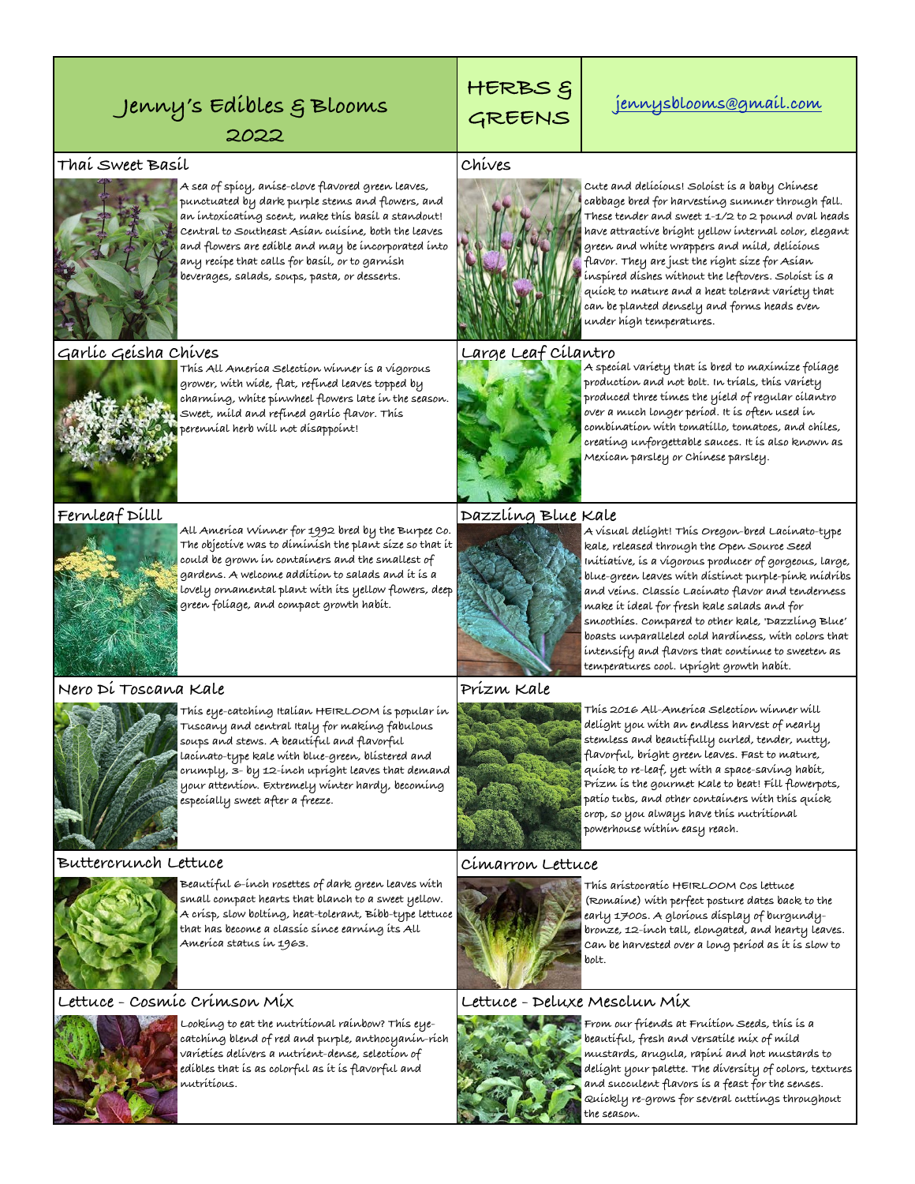# Jenny's Edibles & Blooms 2022

## HERBS & GREENS

jennysblooms@gmail.com

### Thai Sweet Basil

A sea of spicy, anise-clove flavored green leaves, punctuated by dark purple stems and flowers, and an intoxicating scent, make this basil a standout! Central to Southeast Asian cuisine, both the leaves and flowers are edible and may be incorporated into any recipe that calls for basil, or to garnish beverages, salads, soups, pasta, or desserts.

### Chives

Cute and delicious! Soloist is a baby Chinese cabbage bred for harvesting summer through fall. These tender and sweet 1-1/2 to 2 pound oval heads have attractive bright yellow internal color, elegant green and white wrappers and mild, delicious flavor. They are just the right size for Asian inspired dishes without the leftovers. Soloist is a quick to mature and a heat tolerant variety that can be planted densely and forms heads even under high temperatures.

### Garlic Geisha Chives

This All America Selection winner is a vigorous grower, with wide, flat, refined leaves topped by charming, white pinwheel flowers late in the season. Sweet, mild and refined garlic flavor. This perennial herb will not disappoint!

### Large Leaf Cilantro

A special variety that is bred to maximize foliage production and not bolt. In trials, this variety produced three times the yield of regular cilantro over a much longer period. It is often used in combination with tomatillo, tomatoes, and chiles, creating unforgettable sauces. It is also known as Mexican parsley or Chinese parsley.

### Fernleaf Dilll

All America Winner for 1992 bred by the Burpee Co. The objective was to diminish the plant size so that it could be grown in containers and the smallest of gardens. A welcome addition to salads and it is a lovely ornamental plant with its yellow flowers, deep green foliage, and compact growth habit.

### Dazzling Blue Kale

A visual delight! This Oregon-bred Lacinato-type kale, released through the Open Source Seed Initiative, is a vigorous producer of gorgeous, large, blue-green leaves with distinct purple-pink midribs and veins. Classic Lacinato flavor and tenderness make it ideal for fresh kale salads and for smoothies. Compared to other kale, 'Dazzling Blue' boasts unparalleled cold hardiness, with colors that intensify and flavors that continue to sweeten as temperatures cool. Upright growth habit.

### Nero Di Toscana Kale

This eye-catching Italian HEIRLOOM is popular in Tuscany and central Italy for making fabulous soups and stews. A beautiful and flavorful lacinato-type kale with blue-green, blistered and crumply, 3- by 12-inch upright leaves that demand your attention. Extremely winter hardy, becoming especially sweet after a freeze.

### Prizm Kale

This 2016 All-America Selection winner will delight you with an endless harvest of nearly stemless and beautifully curled, tender, nutty, flavorful, bright green leaves. Fast to mature, quick to re-leaf, yet with a space-saving habit, Prizm is the gourmet Kale to beat! Fill flowerpots, patio tubs, and other containers with this quick crop, so you always have this nutritional powerhouse within easy reach.

### Buttercrunch Lettuce

Beautiful 6-inch rosettes of dark green leaves with small compact hearts that blanch to a sweet yellow. A crisp, slow bolting, heat-tolerant, Bibb-type lettuce that has become a classic since earning its All America status in 1963.

### Cimarron Lettuce

This aristocratic HEIRLOOM Cos lettuce (Romaine) with perfect posture dates back to the early 1700s. A glorious display of burgundy-bronze, 12-inch tall, elongated, and hearty leaves. Can be harvested over a long period as it is slow to bolt.

### Lettuce - Cosmic Crimson Mix

Looking to eat the nutritional rainbow? This eye-catching blend of red and purple, anthocyanin-rich varieties delivers a nutrient-dense, selection of edibles that is as colorful as it is flavorful and nutritious.

### Lettuce - Deluxe Mesclun Mix

From our friends at Fruition Seeds, this is a beautiful, fresh and versatile mix of mild mustards, arugula, rapini and hot mustards to delight your palette. The diversity of colors, textures and succulent flavors is a feast for the senses. Quickly re-grows for several cuttings throughout the season.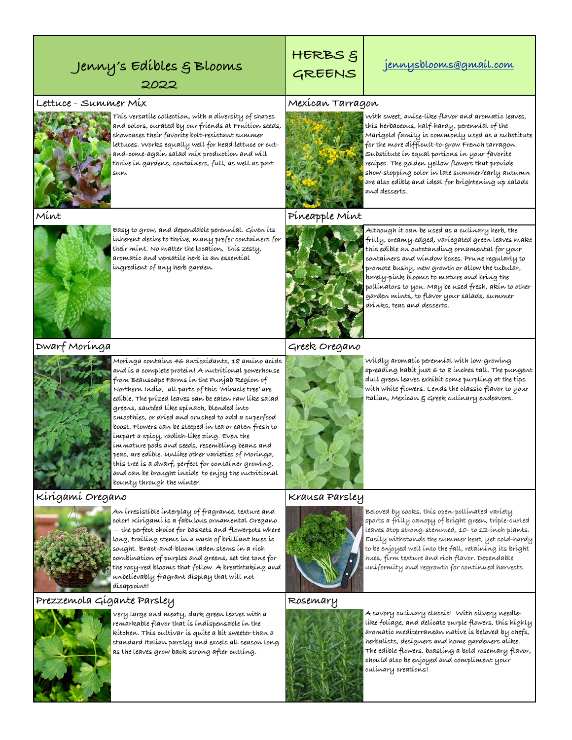# Jenny's Edibles & Blooms 2022

## HERBS & GREENS

jennysblooms@gmail.com

### Lettuce – Summer Mix

This versatile collection, with a diversity of shapes and colors, curated by our friends at Fruition seeds, showcases their favorite bolt-resistant summer lettuces. Works equally well for head lettuce or cut-and-come-again salad mix production and will thrive in gardens, containers, full, as well as part sun.

### Mint

Easy to grow, and dependable perennial. Given its inherent desire to thrive, many prefer containers for their mint. No matter the location, this zesty, aromatic and versatile herb is an essential ingredient of any herb garden.

### Dwarf Moringa

Moringa contains 46 antioxidants, 18 amino acids and is a complete protein! A nutritional powerhouse from Beauscape Farms in the Punjab Region of Northern India, all parts of this 'Miracle tree' are edible. The prized leaves can be eaten raw like salad greens, sautéed like spinach, blended into smoothies, or dried and crushed to add a superfood boost. Flowers can be steeped in tea or eaten fresh to impart a spicy, radish-like zing. Even the immature pods and seeds, resembling beans and peas, are edible. Unlike other varieties of Moringa, this tree is a dwarf, perfect for container growing, and can be brought inside to enjoy the nutritional bounty through the winter.

### Kirigami Oregano

An irresistible interplay of fragrance, texture and color! Kirigami is a fabulous ornamental Oregano — the perfect choice for baskets and flowerpots where long, trailing stems in a wash of brilliant hues is sought. Bract-and-bloom laden stems in a rich combination of purples and greens, set the tone for the rosy-red blooms that follow. A breathtaking and unbelievably fragrant display that will not disappoint!

### Prezzemola Gigante Parsley

Very large and meaty, dark green leaves with a remarkable flavor that is indispensable in the kitchen. This cultivar is quite a bit sweeter than a standard Italian parsley and excels all season long as the leaves grow back strong after cutting.

### Mexican Tarragon

With sweet, anise-like flavor and aromatic leaves, this herbaceous, half-hardy, perennial of the Marigold family is commonly used as a substitute for the more difficult-to-grow French tarragon. Substitute in equal portions in your favorite recipes. The golden yellow flowers that provide show-stopping color in late summer/early autumn are also edible and ideal for brightening up salads and desserts.

### Pineapple Mint

Although it can be used as a culinary herb, the frilly, creamy-edged, variegated green leaves make this edible an outstanding ornamental for your containers and window boxes. Prune regularly to promote bushy, new growth or allow the tubular, barely-pink blooms to mature and bring the pollinators to you. May be used fresh, akin to other garden mints, to flavor your salads, summer drinks, teas and desserts.

### Greek Oregano

Wildly aromatic perennial with low-growing spreading habit just 6 to 8 inches tall. The pungent dull green leaves exhibit some purpling at the tips with white flowers. Lends the classic flavor to your Italian, Mexican & Greek culinary endeavors.

### Krausa Parsley

Beloved by cooks, this open-pollinated variety sports a frilly canopy of bright green, triple-curled leaves atop strong-stemmed, 10- to 12-inch plants. Easily withstands the summer heat, yet cold-hardy to be enjoyed well into the fall, retaining its bright hues, firm texture and rich flavor. Dependable uniformity and regrowth for continued harvests.

### Rosemary

A savory culinary classic! With silvery needle-like foliage, and delicate purple flowers, this highly aromatic mediterranean native is beloved by chefs, herbalists, designers and home gardeners alike. The edible flowers, boasting a bold rosemary flavor, should also be enjoyed and compliment your culinary creations!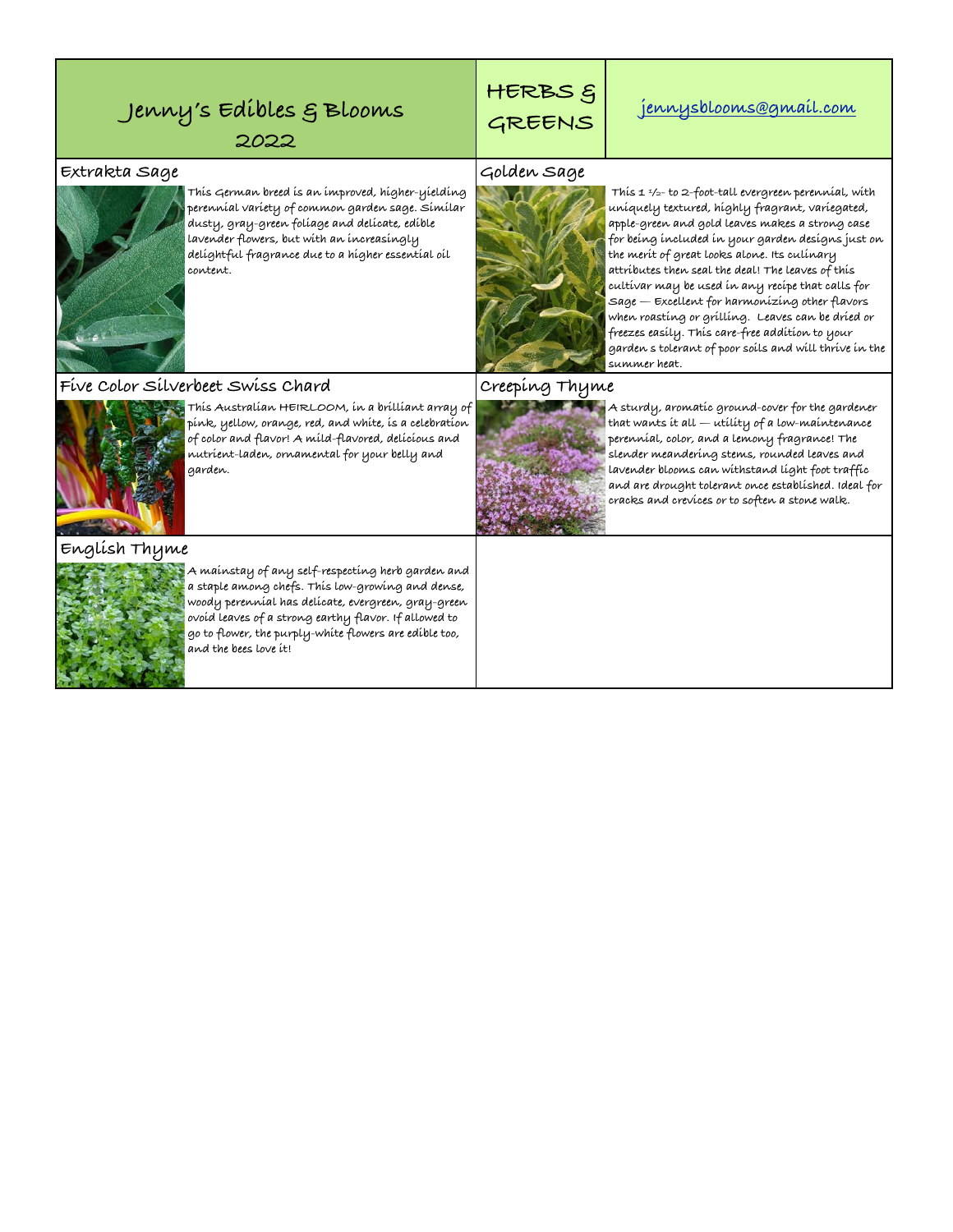# Jenny's Edibles & Blooms 2022

## HERBS & GREENS

jennysblooms@gmail.com

### Extrakta Sage

This German breed is an improved, higher-yielding perennial variety of common garden sage. Similar dusty, gray-green foliage and delicate, edible lavender flowers, but with an increasingly delightful fragrance due to a higher essential oil content.

### Golden Sage

This 1 ½- to 2-foot-tall evergreen perennial, with uniquely textured, highly fragrant, variegated, apple-green and gold leaves makes a strong case for being included in your garden designs just on the merit of great looks alone. Its culinary attributes then seal the deal! The leaves of this cultivar may be used in any recipe that calls for Sage — Excellent for harmonizing other flavors when roasting or grilling. Leaves can be dried or freezes easily. This care-free addition to your garden s tolerant of poor soils and will thrive in the summer heat.

### Five Color Silverbeet Swiss Chard

This Australian HEIRLOOM, in a brilliant array of pink, yellow, orange, red, and white, is a celebration of color and flavor! A mild-flavored, delicious and nutrient-laden, ornamental for your belly and garden.

### Creeping Thyme

A sturdy, aromatic ground-cover for the gardener that wants it all — utility of a low-maintenance perennial, color, and a lemony fragrance! The slender meandering stems, rounded leaves and lavender blooms can withstand light foot traffic and are drought tolerant once established. Ideal for cracks and crevices or to soften a stone walk.

### English Thyme

A mainstay of any self-respecting herb garden and a staple among chefs. This low-growing and dense, woody perennial has delicate, evergreen, gray-green ovoid leaves of a strong earthy flavor. If allowed to go to flower, the purply-white flowers are edible too, and the bees love it!